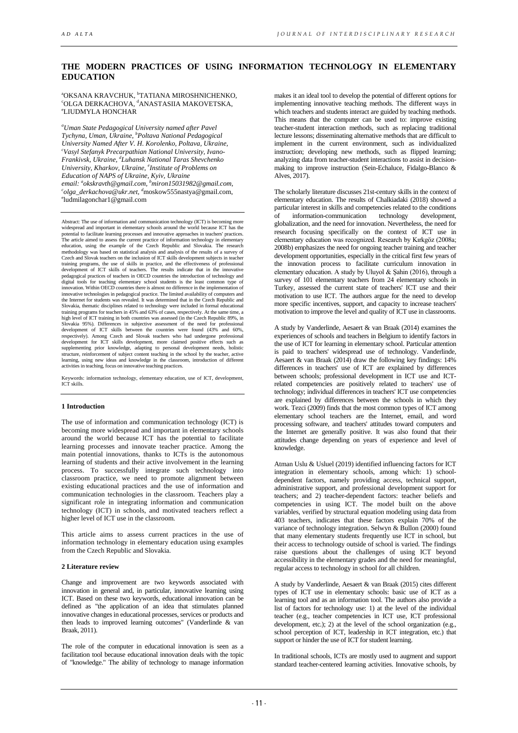# THE MODERN PRACTICES OF USING INFORMATION TECHNOLOGY IN ELEMENTARY EDUCATION

[a]OKSANA KRAVCHUK, [b]TATIANA MIROSHNICHENKO, [c]OLGA DERKACHOVA, [d]ANASTASIIA MAKOVETSKA, [e]LIUDMYLA HONCHAR

*[a]Uman State Pedagogical University named after Pavel Tychyna, Uman, Ukraine, [b]Poltava National Pedagogical University Named After V. H. Korolenko, Poltava, Ukraine, [c]Vasyl Stefanyk Precarpathian National University, Ivano-Frankivsk, Ukraine, [d]Luhansk National Taras Shevchenko University, Kharkov, Ukraine, [e]Institute of Problems on Education of NAPS of Ukraine, Kyiv, Ukraine*
*email: [a]okskravth@gmail.com, [b]miron15031982@gmail.com, [c]olga_derkachova@ukr.net, [d]*moskow555nastya@gmail.com, [e]ludmilagonchar1@gmail.com

Abstract: The use of information and communication technology (ICT) is becoming more widespread and important in elementary schools around the world because ICT has the potential to facilitate learning processes and innovative approaches in teachers' practices. The article aimed to assess the current practice of information technology in elementary education, using the example of the Czech Republic and Slovakia. The research methodology was based on statistical analysis and analysis of the results of a survey of Czech and Slovak teachers on the inclusion of ICT skills development subjects in teacher training programs, the use of skills in practice, and the effectiveness of professional development of ICT skills of teachers. The results indicate that in the innovative pedagogical practices of teachers in OECD countries the introduction of technology and digital tools for teaching elementary school students is the least common type of innovation. Within OECD countries there is almost no difference in the implementation of innovative technologies in pedagogical practice. The limited availability of computers and the Internet for students was revealed. It was determined that in the Czech Republic and Slovakia, thematic disciplines related to technology were included in formal educational training programs for teachers in 45% and 63% of cases, respectively. At the same time, a high level of ICT training in both countries was assessed (in the Czech Republic 89%, in Slovakia 95%). Differences in subjective assessment of the need for professional development of ICT skills between the countries were found (43% and 60%, respectively). Among Czech and Slovak teachers who had undergone professional development for ICT skills development, more claimed positive effects such as supplementing prior knowledge, adapting to personal development needs, holistic structure, reinforcement of subject content teaching in the school by the teacher, active learning, using new ideas and knowledge in the classroom, introduction of different activities in teaching, focus on innovative teaching practices.

Keywords: information technology, elementary education, use of ICT, development, ICT skills.

## 1 Introduction

The use of information and communication technology (ICT) is becoming more widespread and important in elementary schools around the world because ICT has the potential to facilitate learning processes and innovate teacher practice. Among the main potential innovations, thanks to ICTs is the autonomous learning of students and their active involvement in the learning process. To successfully integrate such technology into classroom practice, we need to promote alignment between existing educational practices and the use of information and communication technologies in the classroom. Teachers play a significant role in integrating information and communication technology (ICT) in schools, and motivated teachers reflect a higher level of ICT use in the classroom.

This article aims to assess current practices in the use of information technology in elementary education using examples from the Czech Republic and Slovakia.

## 2 Literature review

Change and improvement are two keywords associated with innovation in general and, in particular, innovative learning using ICT. Based on these two keywords, educational innovation can be defined as "the application of an idea that stimulates planned innovative changes in educational processes, services or products and then leads to improved learning outcomes" (Vanderlinde & van Braak, 2011).

The role of the computer in educational innovation is seen as a facilitation tool because educational innovation deals with the topic of "knowledge." The ability of technology to manage information makes it an ideal tool to develop the potential of different options for implementing innovative teaching methods. The different ways in which teachers and students interact are guided by teaching methods. This means that the computer can be used to: improve existing teacher-student interaction methods, such as replacing traditional lecture lessons; disseminating alternative methods that are difficult to implement in the current environment, such as individualized instruction; developing new methods, such as flipped learning; analyzing data from teacher-student interactions to assist in decision-making to improve instruction (Sein-Echaluce, Fidalgo-Blanco & Alves, 2017).

The scholarly literature discusses 21st-century skills in the context of elementary education. The results of Chalkiadaki (2018) showed a particular interest in skills and competencies related to the conditions of information-communication technology development, globalization, and the need for innovation. Nevertheless, the need for research focusing specifically on the context of ICT use in elementary education was recognized. Research by Kırkgöz (2008a; 2008b) emphasizes the need for ongoing teacher training and teacher development opportunities, especially in the critical first few years of the innovation process to facilitate curriculum innovation in elementary education. A study by Uluyol & Şahin (2016), through a survey of 101 elementary teachers from 24 elementary schools in Turkey, assessed the current state of teachers' ICT use and their motivation to use ICT. The authors argue for the need to develop more specific incentives, support, and capacity to increase teachers' motivation to improve the level and quality of ICT use in classrooms.

A study by Vanderlinde, Aesaert & van Braak (2014) examines the experiences of schools and teachers in Belgium to identify factors in the use of ICT for learning in elementary school. Particular attention is paid to teachers' widespread use of technology. Vanderlinde, Aesaert & van Braak (2014) draw the following key findings: 14% differences in teachers' use of ICT are explained by differences between schools; professional development in ICT use and ICT-related competencies are positively related to teachers' use of technology; individual differences in teachers' ICT use competencies are explained by differences between the schools in which they work. Tezci (2009) finds that the most common types of ICT among elementary school teachers are the Internet, email, and word processing software, and teachers' attitudes toward computers and the Internet are generally positive. It was also found that their attitudes change depending on years of experience and level of knowledge.

Atman Uslu & Usluel (2019) identified influencing factors for ICT integration in elementary schools, among which: 1) school-dependent factors, namely providing access, technical support, administrative support, and professional development support for teachers; and 2) teacher-dependent factors: teacher beliefs and competencies in using ICT. The model built on the above variables, verified by structural equation modeling using data from 403 teachers, indicates that these factors explain 70% of the variance of technology integration. Selwyn & Bullon (2000) found that many elementary students frequently use ICT in school, but their access to technology outside of school is varied. The findings raise questions about the challenges of using ICT beyond accessibility in the elementary grades and the need for meaningful, regular access to technology in school for all children.

A study by Vanderlinde, Aesaert & van Braak (2015) cites different types of ICT use in elementary schools: basic use of ICT as a learning tool and as an information tool. The authors also provide a list of factors for technology use: 1) at the level of the individual teacher (e.g., teacher competencies in ICT use, ICT professional development, etc.); 2) at the level of the school organization (e.g., school perception of ICT, leadership in ICT integration, etc.) that support or hinder the use of ICT for student learning.

In traditional schools, ICTs are mostly used to augment and support standard teacher-centered learning activities. Innovative schools, by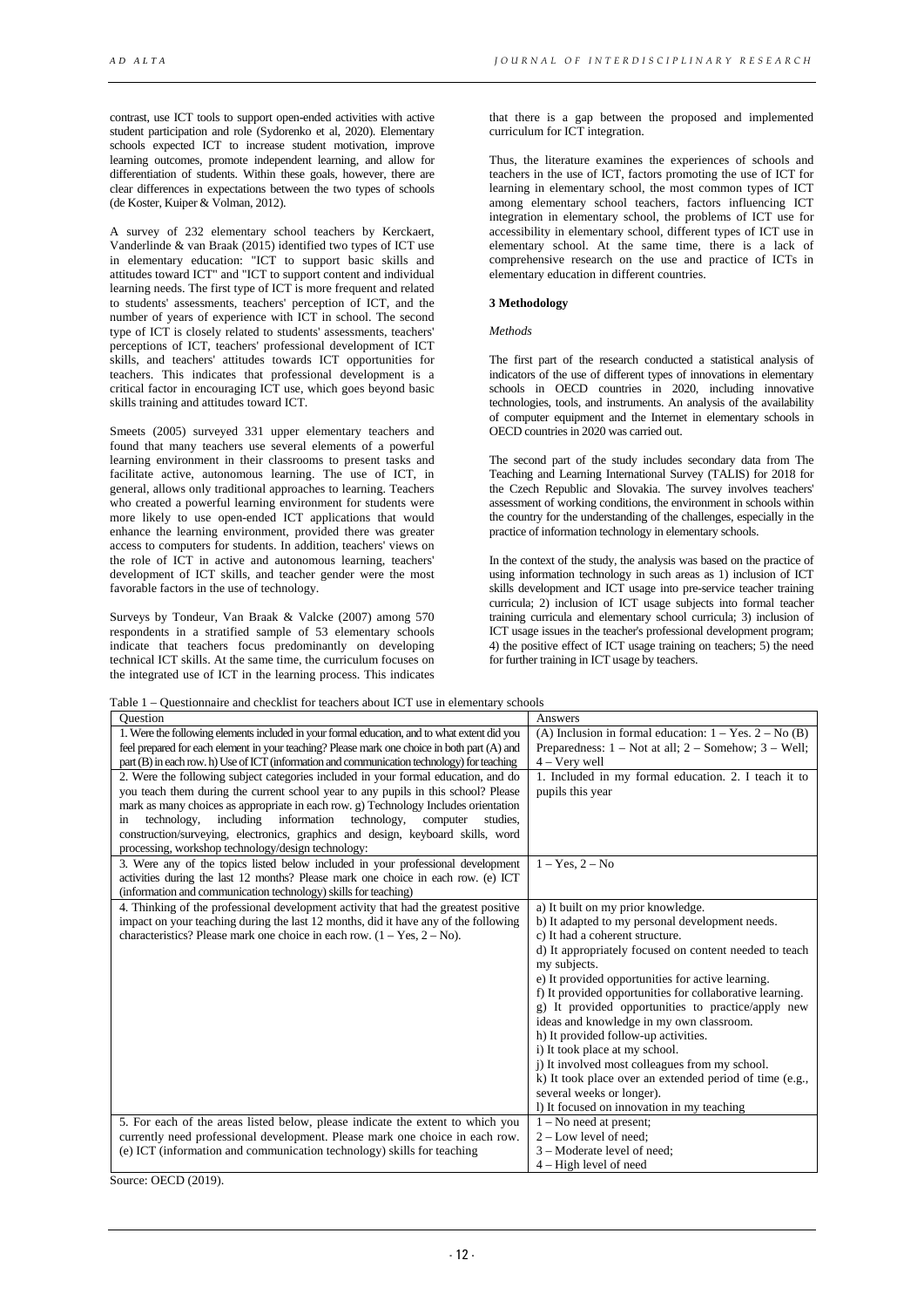contrast, use ICT tools to support open-ended activities with active student participation and role (Sydorenko et al, 2020). Elementary schools expected ICT to increase student motivation, improve learning outcomes, promote independent learning, and allow for differentiation of students. Within these goals, however, there are clear differences in expectations between the two types of schools (de Koster, Kuiper & Volman, 2012).

A survey of 232 elementary school teachers by Kerckaert, Vanderlinde & van Braak (2015) identified two types of ICT use in elementary education: "ICT to support basic skills and attitudes toward ICT" and "ICT to support content and individual learning needs. The first type of ICT is more frequent and related to students' assessments, teachers' perception of ICT, and the number of years of experience with ICT in school. The second type of ICT is closely related to students' assessments, teachers' perceptions of ICT, teachers' professional development of ICT skills, and teachers' attitudes towards ICT opportunities for teachers. This indicates that professional development is a critical factor in encouraging ICT use, which goes beyond basic skills training and attitudes toward ICT.

Smeets (2005) surveyed 331 upper elementary teachers and found that many teachers use several elements of a powerful learning environment in their classrooms to present tasks and facilitate active, autonomous learning. The use of ICT, in general, allows only traditional approaches to learning. Teachers who created a powerful learning environment for students were more likely to use open-ended ICT applications that would enhance the learning environment, provided there was greater access to computers for students. In addition, teachers' views on the role of ICT in active and autonomous learning, teachers' development of ICT skills, and teacher gender were the most favorable factors in the use of technology.

Surveys by Tondeur, Van Braak & Valcke (2007) among 570 respondents in a stratified sample of 53 elementary schools indicate that teachers focus predominantly on developing technical ICT skills. At the same time, the curriculum focuses on the integrated use of ICT in the learning process. This indicates that there is a gap between the proposed and implemented curriculum for ICT integration.

Thus, the literature examines the experiences of schools and teachers in the use of ICT, factors promoting the use of ICT for learning in elementary school, the most common types of ICT among elementary school teachers, factors influencing ICT integration in elementary school, the problems of ICT use for accessibility in elementary school, different types of ICT use in elementary school. At the same time, there is a lack of comprehensive research on the use and practice of ICTs in elementary education in different countries.

## 3 Methodology

*Methods*

The first part of the research conducted a statistical analysis of indicators of the use of different types of innovations in elementary schools in OECD countries in 2020, including innovative technologies, tools, and instruments. An analysis of the availability of computer equipment and the Internet in elementary schools in OECD countries in 2020 was carried out.

The second part of the study includes secondary data from The Teaching and Learning International Survey (TALIS) for 2018 for the Czech Republic and Slovakia. The survey involves teachers' assessment of working conditions, the environment in schools within the country for the understanding of the challenges, especially in the practice of information technology in elementary schools.

In the context of the study, the analysis was based on the practice of using information technology in such areas as 1) inclusion of ICT skills development and ICT usage into pre-service teacher training curricula; 2) inclusion of ICT usage subjects into formal teacher training curricula and elementary school curricula; 3) inclusion of ICT usage issues in the teacher's professional development program; 4) the positive effect of ICT usage training on teachers; 5) the need for further training in ICT usage by teachers.

Table 1 – Questionnaire and checklist for teachers about ICT use in elementary schools

| Question | Answers |
|---|---|
| 1. Were the following elements included in your formal education, and to what extent did you feel prepared for each element in your teaching? Please mark one choice in both part (A) and part (B) in each row. h) Use of ICT (information and communication technology) for teaching | (A) Inclusion in formal education: 1 – Yes. 2 – No (B) Preparedness: 1 – Not at all; 2 – Somehow; 3 – Well; 4 – Very well |
| 2. Were the following subject categories included in your formal education, and do you teach them during the current school year to any pupils in this school? Please mark as many choices as appropriate in each row. g) Technology Includes orientation in technology, including information technology, computer studies, construction/surveying, electronics, graphics and design, keyboard skills, word processing, workshop technology/design technology: | 1. Included in my formal education. 2. I teach it to pupils this year |
| 3. Were any of the topics listed below included in your professional development activities during the last 12 months? Please mark one choice in each row. (e) ICT (information and communication technology) skills for teaching | 1 – Yes, 2 – No |
| 4. Thinking of the professional development activity that had the greatest positive impact on your teaching during the last 12 months, did it have any of the following characteristics? Please mark one choice in each row. (1 – Yes, 2 – No). | a) It built on my prior knowledge.<br>b) It adapted to my personal development needs.<br>c) It had a coherent structure.<br>d) It appropriately focused on content needed to teach my subjects.<br>e) It provided opportunities for active learning.<br>f) It provided opportunities for collaborative learning.<br>g) It provided opportunities to practice/apply new ideas and knowledge in my own classroom.<br>h) It provided follow-up activities.<br>i) It took place at my school.<br>j) It involved most colleagues from my school.<br>k) It took place over an extended period of time (e.g., several weeks or longer).<br>l) It focused on innovation in my teaching |
| 5. For each of the areas listed below, please indicate the extent to which you currently need professional development. Please mark one choice in each row. (e) ICT (information and communication technology) skills for teaching | 1 – No need at present;<br>2 – Low level of need;<br>3 – Moderate level of need;<br>4 – High level of need |

Source: OECD (2019).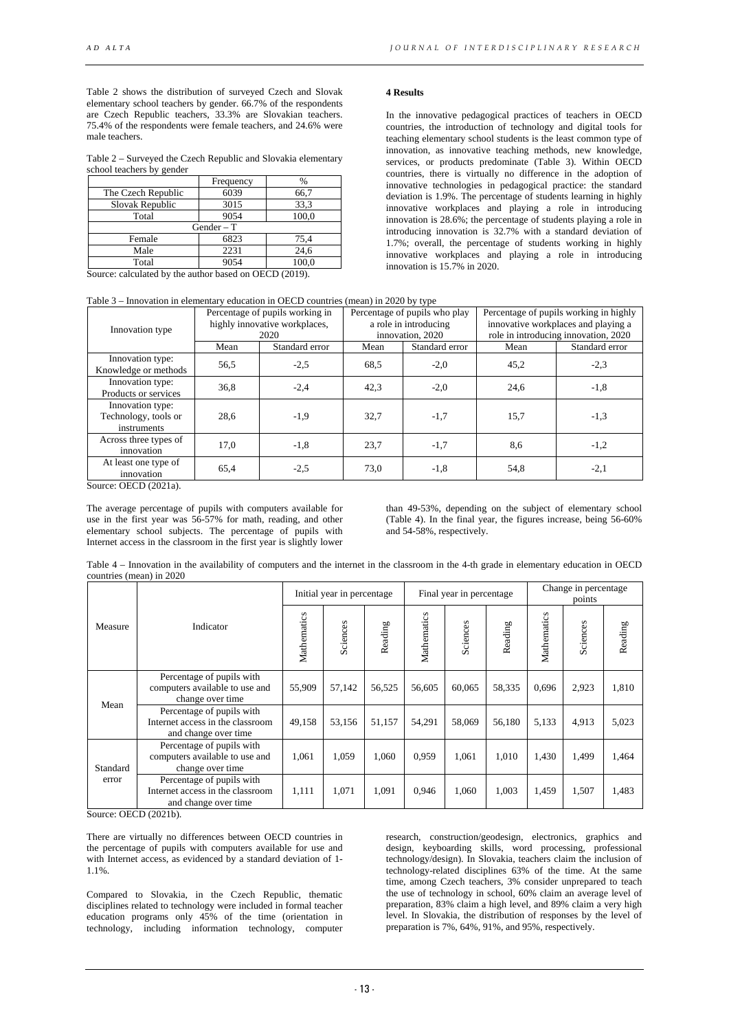Table 2 shows the distribution of surveyed Czech and Slovak elementary school teachers by gender. 66.7% of the respondents are Czech Republic teachers, 33.3% are Slovakian teachers. 75.4% of the respondents were female teachers, and 24.6% were male teachers.

Table 2 – Surveyed the Czech Republic and Slovakia elementary school teachers by gender

| | Frequency | % |
|---|---|---|
| The Czech Republic | 6039 | 66,7 |
| Slovak Republic | 3015 | 33,3 |
| Total | 9054 | 100,0 |
| Gender – T | | |
| Female | 6823 | 75,4 |
| Male | 2231 | 24,6 |
| Total | 9054 | 100,0 |

Source: calculated by the author based on OECD (2019).

**4 Results**

In the innovative pedagogical practices of teachers in OECD countries, the introduction of technology and digital tools for teaching elementary school students is the least common type of innovation, as innovative teaching methods, new knowledge, services, or products predominate (Table 3). Within OECD countries, there is virtually no difference in the adoption of innovative technologies in pedagogical practice: the standard deviation is 1.9%. The percentage of students learning in highly innovative workplaces and playing a role in introducing innovation is 28.6%; the percentage of students playing a role in introducing innovation is 32.7% with a standard deviation of 1.7%; overall, the percentage of students working in highly innovative workplaces and playing a role in introducing innovation is 15.7% in 2020.

Table 3 – Innovation in elementary education in OECD countries (mean) in 2020 by type

| Innovation type | Percentage of pupils working in highly innovative workplaces, 2020 | | Percentage of pupils who play a role in introducing innovation, 2020 | | Percentage of pupils working in highly innovative workplaces and playing a role in introducing innovation, 2020 | |
|---|---|---|---|---|---|---|
| | Mean | Standard error | Mean | Standard error | Mean | Standard error |
| Innovation type: Knowledge or methods | 56,5 | -2,5 | 68,5 | -2,0 | 45,2 | -2,3 |
| Innovation type: Products or services | 36,8 | -2,4 | 42,3 | -2,0 | 24,6 | -1,8 |
| Innovation type: Technology, tools or instruments | 28,6 | -1,9 | 32,7 | -1,7 | 15,7 | -1,3 |
| Across three types of innovation | 17,0 | -1,8 | 23,7 | -1,7 | 8,6 | -1,2 |
| At least one type of innovation | 65,4 | -2,5 | 73,0 | -1,8 | 54,8 | -2,1 |

Source: OECD (2021a).

The average percentage of pupils with computers available for use in the first year was 56-57% for math, reading, and other elementary school subjects. The percentage of pupils with Internet access in the classroom in the first year is slightly lower than 49-53%, depending on the subject of elementary school (Table 4). In the final year, the figures increase, being 56-60% and 54-58%, respectively.

Table 4 – Innovation in the availability of computers and the internet in the classroom in the 4-th grade in elementary education in OECD countries (mean) in 2020

| Measure | Indicator | Initial year in percentage | | | Final year in percentage | | | Change in percentage points | | |
|---|---|---|---|---|---|---|---|---|---|---|
| | | Mathematics | Sciences | Reading | Mathematics | Sciences | Reading | Mathematics | Sciences | Reading |
| Mean | Percentage of pupils with computers available to use and change over time | 55,909 | 57,142 | 56,525 | 56,605 | 60,065 | 58,335 | 0,696 | 2,923 | 1,810 |
| | Percentage of pupils with Internet access in the classroom and change over time | 49,158 | 53,156 | 51,157 | 54,291 | 58,069 | 56,180 | 5,133 | 4,913 | 5,023 |
| Standard error | Percentage of pupils with computers available to use and change over time | 1,061 | 1,059 | 1,060 | 0,959 | 1,061 | 1,010 | 1,430 | 1,499 | 1,464 |
| | Percentage of pupils with Internet access in the classroom and change over time | 1,111 | 1,071 | 1,091 | 0,946 | 1,060 | 1,003 | 1,459 | 1,507 | 1,483 |

Source: OECD (2021b).

There are virtually no differences between OECD countries in the percentage of pupils with computers available for use and with Internet access, as evidenced by a standard deviation of 1-1.1%.

Compared to Slovakia, in the Czech Republic, thematic disciplines related to technology were included in formal teacher education programs only 45% of the time (orientation in technology, including information technology, computer research, construction/geodesign, electronics, graphics and design, keyboarding skills, word processing, professional technology/design). In Slovakia, teachers claim the inclusion of technology-related disciplines 63% of the time. At the same time, among Czech teachers, 3% consider unprepared to teach the use of technology in school, 60% claim an average level of preparation, 83% claim a high level, and 89% claim a very high level. In Slovakia, the distribution of responses by the level of preparation is 7%, 64%, 91%, and 95%, respectively.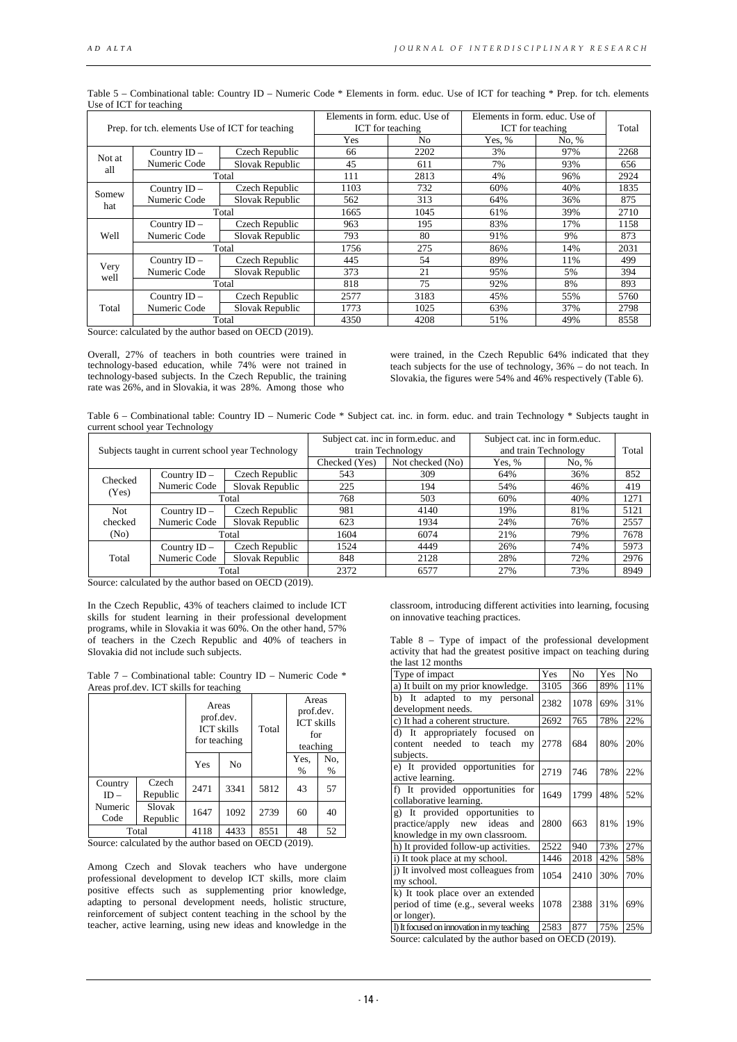Table 5 – Combinational table: Country ID – Numeric Code * Elements in form. educ. Use of ICT for teaching * Prep. for tch. elements Use of ICT for teaching

| Prep. for tch. elements Use of ICT for teaching | | | Elements in form. educ. Use of ICT for teaching | | Elements in form. educ. Use of ICT for teaching | | Total |
|---|---|---|---|---|---|---|---|
| | | | Yes | No | Yes, % | No, % | |
| Not at all | Country ID – Numeric Code | Czech Republic | 66 | 2202 | 3% | 97% | 2268 |
| | | Slovak Republic | 45 | 611 | 7% | 93% | 656 |
| | Total | | 111 | 2813 | 4% | 96% | 2924 |
| Somewhat | Country ID – Numeric Code | Czech Republic | 1103 | 732 | 60% | 40% | 1835 |
| | | Slovak Republic | 562 | 313 | 64% | 36% | 875 |
| | Total | | 1665 | 1045 | 61% | 39% | 2710 |
| Well | Country ID – Numeric Code | Czech Republic | 963 | 195 | 83% | 17% | 1158 |
| | | Slovak Republic | 793 | 80 | 91% | 9% | 873 |
| | Total | | 1756 | 275 | 86% | 14% | 2031 |
| Very well | Country ID – Numeric Code | Czech Republic | 445 | 54 | 89% | 11% | 499 |
| | | Slovak Republic | 373 | 21 | 95% | 5% | 394 |
| | Total | | 818 | 75 | 92% | 8% | 893 |
| Total | Country ID – Numeric Code | Czech Republic | 2577 | 3183 | 45% | 55% | 5760 |
| | | Slovak Republic | 1773 | 1025 | 63% | 37% | 2798 |
| | Total | | 4350 | 4208 | 51% | 49% | 8558 |

Source: calculated by the author based on OECD (2019).

Overall, 27% of teachers in both countries were trained in technology-based education, while 74% were not trained in technology-based subjects. In the Czech Republic, the training rate was 26%, and in Slovakia, it was 28%. Among those who were trained, in the Czech Republic 64% indicated that they teach subjects for the use of technology, 36% – do not teach. In Slovakia, the figures were 54% and 46% respectively (Table 6).

Table 6 – Combinational table: Country ID – Numeric Code * Subject cat. inc. in form. educ. and train Technology * Subjects taught in current school year Technology

| Subjects taught in current school year Technology | | | Subject cat. inc in form.educ. and train Technology | | Subject cat. inc in form.educ. and train Technology | | Total |
|---|---|---|---|---|---|---|---|
| | | | Checked (Yes) | Not checked (No) | Yes, % | No, % | |
| Checked (Yes) | Country ID – Numeric Code | Czech Republic | 543 | 309 | 64% | 36% | 852 |
| | | Slovak Republic | 225 | 194 | 54% | 46% | 419 |
| | Total | | 768 | 503 | 60% | 40% | 1271 |
| Not checked (No) | Country ID – Numeric Code | Czech Republic | 981 | 4140 | 19% | 81% | 5121 |
| | | Slovak Republic | 623 | 1934 | 24% | 76% | 2557 |
| | Total | | 1604 | 6074 | 21% | 79% | 7678 |
| Total | Country ID – Numeric Code | Czech Republic | 1524 | 4449 | 26% | 74% | 5973 |
| | | Slovak Republic | 848 | 2128 | 28% | 72% | 2976 |
| | Total | | 2372 | 6577 | 27% | 73% | 8949 |

Source: calculated by the author based on OECD (2019).

In the Czech Republic, 43% of teachers claimed to include ICT skills for student learning in their professional development programs, while in Slovakia it was 60%. On the other hand, 57% of teachers in the Czech Republic and 40% of teachers in Slovakia did not include such subjects.

Table 7 – Combinational table: Country ID – Numeric Code * Areas prof.dev. ICT skills for teaching

| | | Areas prof.dev. ICT skills for teaching | | Total | Areas prof.dev. ICT skills for teaching | |
|---|---|---|---|---|---|---|
| | | Yes | No | | Yes, % | No, % |
| Country ID – Numeric Code | Czech Republic | 2471 | 3341 | 5812 | 43 | 57 |
| | Slovak Republic | 1647 | 1092 | 2739 | 60 | 40 |
| Total | | 4118 | 4433 | 8551 | 48 | 52 |

Source: calculated by the author based on OECD (2019).

Among Czech and Slovak teachers who have undergone professional development to develop ICT skills, more claim positive effects such as supplementing prior knowledge, adapting to personal development needs, holistic structure, reinforcement of subject content teaching in the school by the teacher, active learning, using new ideas and knowledge in the classroom, introducing different activities into learning, focusing on innovative teaching practices.

Table 8 – Type of impact of the professional development activity that had the greatest positive impact on teaching during the last 12 months

| Type of impact | Yes | No | Yes | No |
|---|---|---|---|---|
| a) It built on my prior knowledge. | 3105 | 366 | 89% | 11% |
| b) It adapted to my personal development needs. | 2382 | 1078 | 69% | 31% |
| c) It had a coherent structure. | 2692 | 765 | 78% | 22% |
| d) It appropriately focused on content needed to teach my subjects. | 2778 | 684 | 80% | 20% |
| e) It provided opportunities for active learning. | 2719 | 746 | 78% | 22% |
| f) It provided opportunities for collaborative learning. | 1649 | 1799 | 48% | 52% |
| g) It provided opportunities to practice/apply new ideas and knowledge in my own classroom. | 2800 | 663 | 81% | 19% |
| h) It provided follow-up activities. | 2522 | 940 | 73% | 27% |
| i) It took place at my school. | 1446 | 2018 | 42% | 58% |
| j) It involved most colleagues from my school. | 1054 | 2410 | 30% | 70% |
| k) It took place over an extended period of time (e.g., several weeks or longer). | 1078 | 2388 | 31% | 69% |
| l) It focused on innovation in my teaching | 2583 | 877 | 75% | 25% |

Source: calculated by the author based on OECD (2019).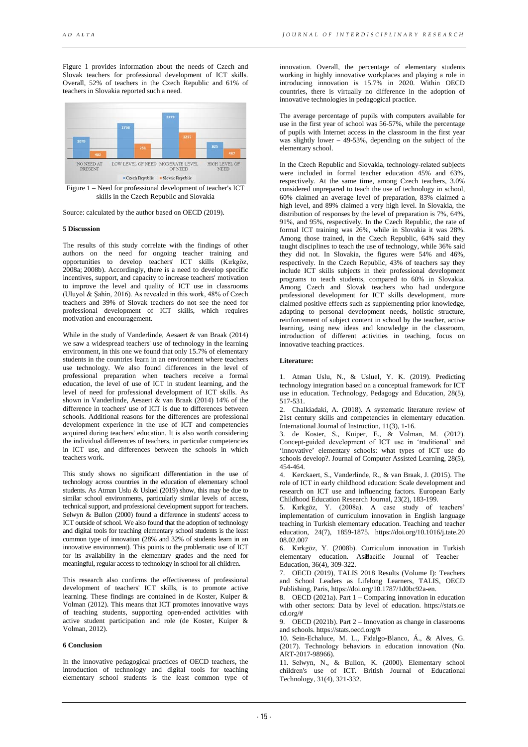Figure 1 provides information about the needs of Czech and Slovak teachers for professional development of ICT skills. Overall, 52% of teachers in the Czech Republic and 61% of teachers in Slovakia reported such a need.

Figure 1 – Need for professional development of teacher's ICT skills in the Czech Republic and Slovakia

Source: calculated by the author based on OECD (2019).

### 5 Discussion

The results of this study correlate with the findings of other authors on the need for ongoing teacher training and opportunities to develop teachers' ICT skills (Kırkgöz, 2008a; 2008b). Accordingly, there is a need to develop specific incentives, support, and capacity to increase teachers' motivation to improve the level and quality of ICT use in classrooms (Uluyol & Şahin, 2016). As revealed in this work, 48% of Czech teachers and 39% of Slovak teachers do not see the need for professional development of ICT skills, which requires motivation and encouragement.

While in the study of Vanderlinde, Aesaert & van Braak (2014) we saw a widespread teachers' use of technology in the learning environment, in this one we found that only 15.7% of elementary students in the countries learn in an environment where teachers use technology. We also found differences in the level of professional preparation when teachers receive a formal education, the level of use of ICT in student learning, and the level of need for professional development of ICT skills. As shown in Vanderlinde, Aesaert & van Braak (2014) 14% of the difference in teachers' use of ICT is due to differences between schools. Additional reasons for the differences are professional development experience in the use of ICT and competencies acquired during teachers' education. It is also worth considering the individual differences of teachers, in particular competencies in ICT use, and differences between the schools in which teachers work.

This study shows no significant differentiation in the use of technology across countries in the education of elementary school students. As Atman Uslu & Usluel (2019) show, this may be due to similar school environments, particularly similar levels of access, technical support, and professional development support for teachers. Selwyn & Bullon (2000) found a difference in students' access to ICT outside of school. We also found that the adoption of technology and digital tools for teaching elementary school students is the least common type of innovation (28% and 32% of students learn in an innovative environment). This points to the problematic use of ICT for its availability in the elementary grades and the need for meaningful, regular access to technology in school for all children.

This research also confirms the effectiveness of professional development of teachers' ICT skills, is to promote active learning. These findings are contained in de Koster, Kuiper & Volman (2012). This means that ICT promotes innovative ways of teaching students, supporting open-ended activities with active student participation and role (de Koster, Kuiper & Volman, 2012).

### 6 Conclusion

In the innovative pedagogical practices of OECD teachers, the introduction of technology and digital tools for teaching elementary school students is the least common type of innovation. Overall, the percentage of elementary students working in highly innovative workplaces and playing a role in introducing innovation is 15.7% in 2020. Within OECD countries, there is virtually no difference in the adoption of innovative technologies in pedagogical practice.

The average percentage of pupils with computers available for use in the first year of school was 56-57%, while the percentage of pupils with Internet access in the classroom in the first year was slightly lower – 49-53%, depending on the subject of the elementary school.

In the Czech Republic and Slovakia, technology-related subjects were included in formal teacher education 45% and 63%, respectively. At the same time, among Czech teachers, 3.0% considered unprepared to teach the use of technology in school, 60% claimed an average level of preparation, 83% claimed a high level, and 89% claimed a very high level. In Slovakia, the distribution of responses by the level of preparation is 7%, 64%, 91%, and 95%, respectively. In the Czech Republic, the rate of formal ICT training was 26%, while in Slovakia it was 28%. Among those trained, in the Czech Republic, 64% said they taught disciplines to teach the use of technology, while 36% said they did not. In Slovakia, the figures were 54% and 46%, respectively. In the Czech Republic, 43% of teachers say they include ICT skills subjects in their professional development programs to teach students, compared to 60% in Slovakia. Among Czech and Slovak teachers who had undergone professional development for ICT skills development, more claimed positive effects such as supplementing prior knowledge, adapting to personal development needs, holistic structure, reinforcement of subject content in school by the teacher, active learning, using new ideas and knowledge in the classroom, introduction of different activities in teaching, focus on innovative teaching practices.

### Literature:

1. Atman Uslu, N., & Usluel, Y. K. (2019). Predicting technology integration based on a conceptual framework for ICT use in education. Technology, Pedagogy and Education, 28(5), 517-531.
2. Chalkiadaki, A. (2018). A systematic literature review of 21st century skills and competencies in elementary education. International Journal of Instruction, 11(3), 1-16.
3. de Koster, S., Kuiper, E., & Volman, M. (2012). Concept-guided development of ICT use in 'traditional' and 'innovative' elementary schools: what types of ICT use do schools develop?. Journal of Computer Assisted Learning, 28(5), 454-464.
4. Kerckaert, S., Vanderlinde, R., & van Braak, J. (2015). The role of ICT in early childhood education: Scale development and research on ICT use and influencing factors. European Early Childhood Education Research Journal, 23(2), 183-199.
5. Kırkgöz, Y. (2008a). A case study of teachers' implementation of curriculum innovation in English language teaching in Turkish elementary education. Teaching and teacher education, 24(7), 1859-1875. https://doi.org/10.1016/j.tate.2008.02.007
6. Kırkgöz, Y. (2008b). Curriculum innovation in Turkish elementary education. Asia-Pacific Journal of Teacher Education, 36(4), 309-322.
7. OECD (2019), TALIS 2018 Results (Volume I): Teachers and School Leaders as Lifelong Learners, TALIS, OECD Publishing, Paris, https://doi.org/10.1787/1d0bc92a-en.
8. OECD (2021a). Part 1 – Comparing innovation in education with other sectors: Data by level of education. https://stats.oecd.org/#
9. OECD (2021b). Part 2 – Innovation as change in classrooms and schools. https://stats.oecd.org/#
10. Sein-Echaluce, M. L., Fidalgo-Blanco, Á., & Alves, G. (2017). Technology behaviors in education innovation (No. ART-2017-98966).
11. Selwyn, N., & Bullon, K. (2000). Elementary school children's use of ICT. British Journal of Educational Technology, 31(4), 321-332.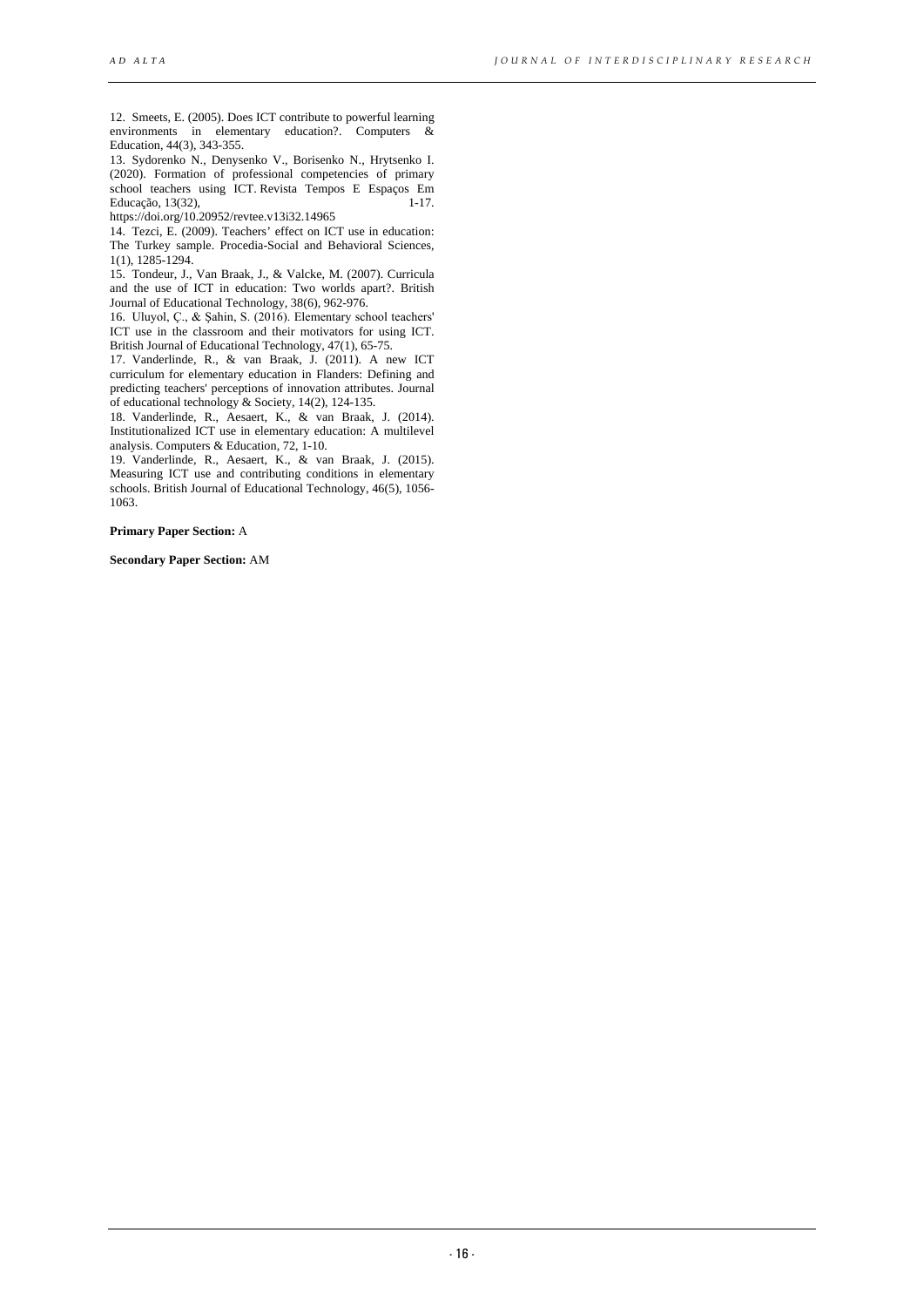12. Smeets, E. (2005). Does ICT contribute to powerful learning environments in elementary education?. Computers & Education, 44(3), 343-355.

13. Sydorenko N., Denysenko V., Borisenko N., Hrytsenko I. (2020). Formation of professional competencies of primary school teachers using ICT. Revista Tempos E Espaços Em Educação, 13(32), 1-17. https://doi.org/10.20952/revtee.v13i32.14965

14. Tezci, E. (2009). Teachers' effect on ICT use in education: The Turkey sample. Procedia-Social and Behavioral Sciences, 1(1), 1285-1294.

15. Tondeur, J., Van Braak, J., & Valcke, M. (2007). Curricula and the use of ICT in education: Two worlds apart?. British Journal of Educational Technology, 38(6), 962-976.

16. Uluyol, Ç., & Şahin, S. (2016). Elementary school teachers' ICT use in the classroom and their motivators for using ICT. British Journal of Educational Technology, 47(1), 65-75.

17. Vanderlinde, R., & van Braak, J. (2011). A new ICT curriculum for elementary education in Flanders: Defining and predicting teachers' perceptions of innovation attributes. Journal of educational technology & Society, 14(2), 124-135.

18. Vanderlinde, R., Aesaert, K., & van Braak, J. (2014). Institutionalized ICT use in elementary education: A multilevel analysis. Computers & Education, 72, 1-10.

19. Vanderlinde, R., Aesaert, K., & van Braak, J. (2015). Measuring ICT use and contributing conditions in elementary schools. British Journal of Educational Technology, 46(5), 1056-1063.

**Primary Paper Section:** A

**Secondary Paper Section:** AM